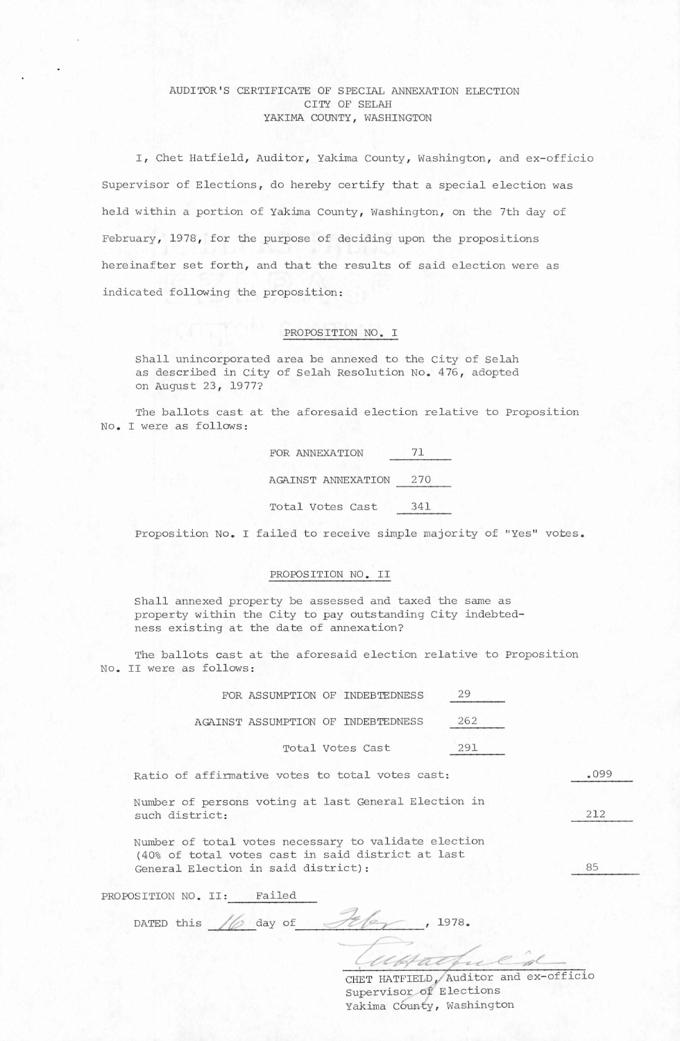# AUDITOR'S CERTIFICATE OF SPECIAL ANNEXATION ELECTION
## CITY OF SELAH
## YAKIMA COUNTY, WASHINGTON

I, Chet Hatfield, Auditor, Yakima County, Washington, and ex-officio Supervisor of Elections, do hereby certify that a special election was held within a portion of Yakima County, Washington, on the 7th day of February, 1978, for the purpose of deciding upon the propositions hereinafter set forth, and that the results of said election were as indicated following the proposition:

### PROPOSITION NO. I

Shall unincorporated area be annexed to the City of Selah as described in City of Selah Resolution No. 476, adopted on August 23, 1977?

The ballots cast at the aforesaid election relative to Proposition No. I were as follows:

| | |
|---|---|
| FOR ANNEXATION | 71 |
| AGAINST ANNEXATION | 270 |
| Total Votes Cast | 341 |

Proposition No. I failed to receive simple majority of "Yes" votes.

### PROPOSITION NO. II

Shall annexed property be assessed and taxed the same as property within the City to pay outstanding City indebtedness existing at the date of annexation?

The ballots cast at the aforesaid election relative to Proposition No. II were as follows:

| | |
|---|---|
| FOR ASSUMPTION OF INDEBTEDNESS | 29 |
| AGAINST ASSUMPTION OF INDEBTEDNESS | 262 |
| Total Votes Cast | 291 |

| | |
|---|---|
| Ratio of affirmative votes to total votes cast: | .099 |
| Number of persons voting at last General Election in such district: | 212 |
| Number of total votes necessary to validate election (40% of total votes cast in said district at last General Election in said district): | 85 |

PROPOSITION NO. II: Failed

DATED this 16 day of Feby, 1978.

*(signature)*
CHET HATFIELD, Auditor and ex-officio
Supervisor of Elections
Yakima County, Washington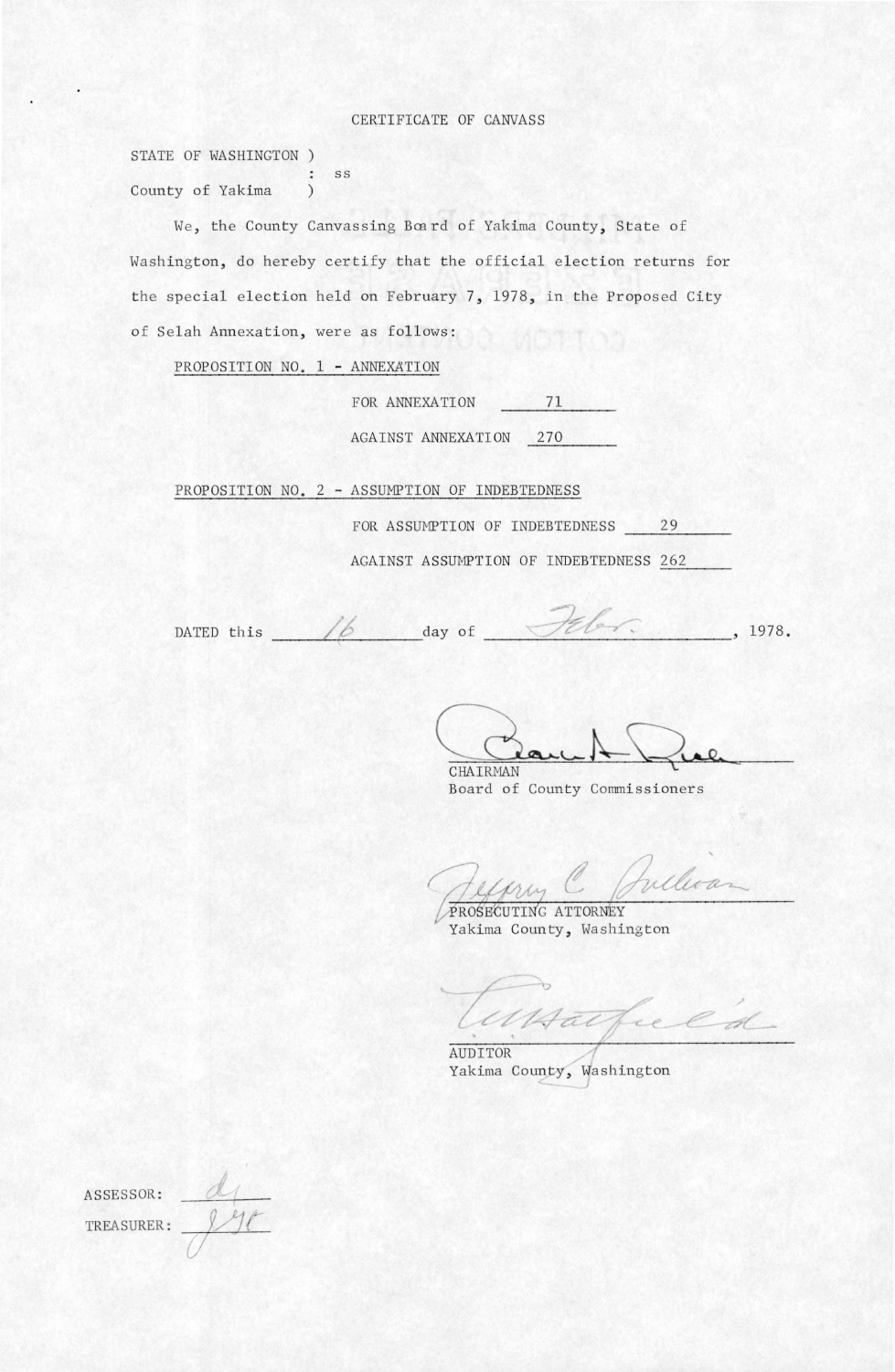# CERTIFICATE OF CANVASS

STATE OF WASHINGTON )
: ss
County of Yakima )

We, the County Canvassing Board of Yakima County, State of Washington, do hereby certify that the official election returns for the special election held on February 7, 1978, in the Proposed City of Selah Annexation, were as follows:

PROPOSITION NO. 1 - ANNEXATION

FOR ANNEXATION 71

AGAINST ANNEXATION 270

PROPOSITION NO. 2 - ASSUMPTION OF INDEBTEDNESS

FOR ASSUMPTION OF INDEBTEDNESS 29

AGAINST ASSUMPTION OF INDEBTEDNESS 262

DATED this 16 day of Febr., 1978.

CHAIRMAN
Board of County Commissioners

PROSECUTING ATTORNEY
Yakima County, Washington

AUDITOR
Yakima County, Washington

ASSESSOR: dj
TREASURER: JJt